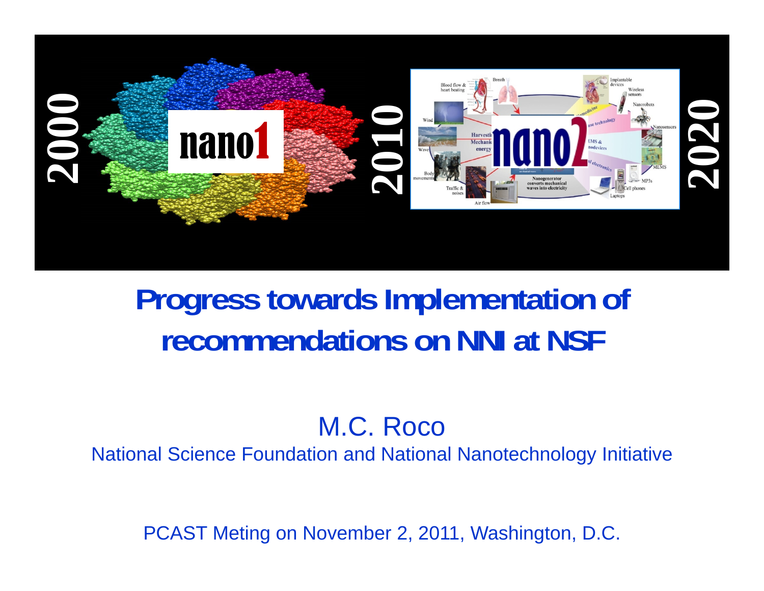# Progress towards Implementation of recommendations on NNI at NSF

M.C. Roco

National Science Foundation and National Nanotechnology Initiative

PCAST Meting on November 2, 2011, Washington, D.C.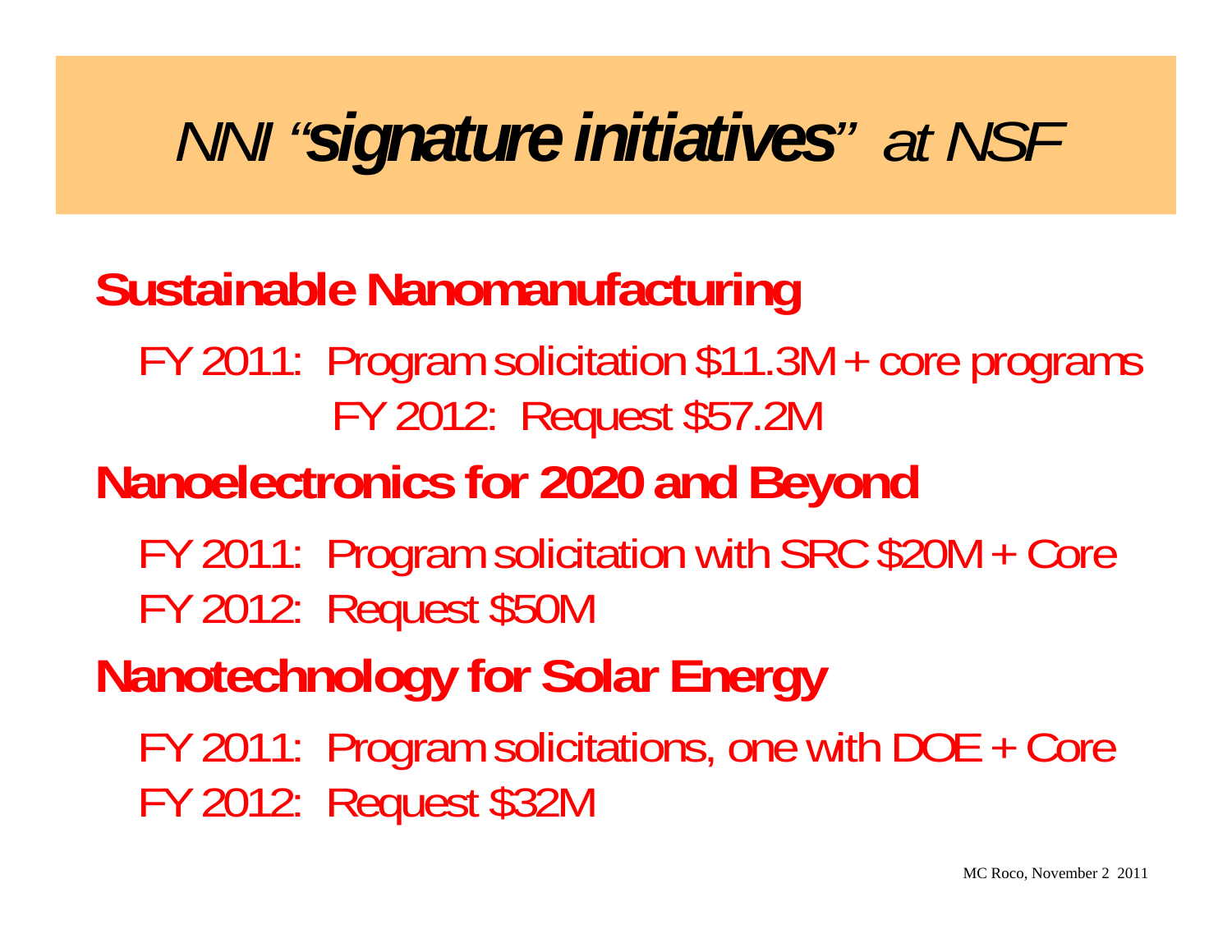# *NNI "**signature initiatives**" at NSF*

**Sustainable Nanomanufacturing**

FY 2011: Program solicitation $11.3M + core programs
FY 2012: Request $57.2M

**Nanoelectronics for 2020 and Beyond**

FY 2011: Program solicitation with SRC $20M + Core
FY 2012: Request $50M

**Nanotechnology for Solar Energy**

FY 2011: Program solicitations, one with DOE + Core
FY 2012: Request $32M

MC Roco, November 2 2011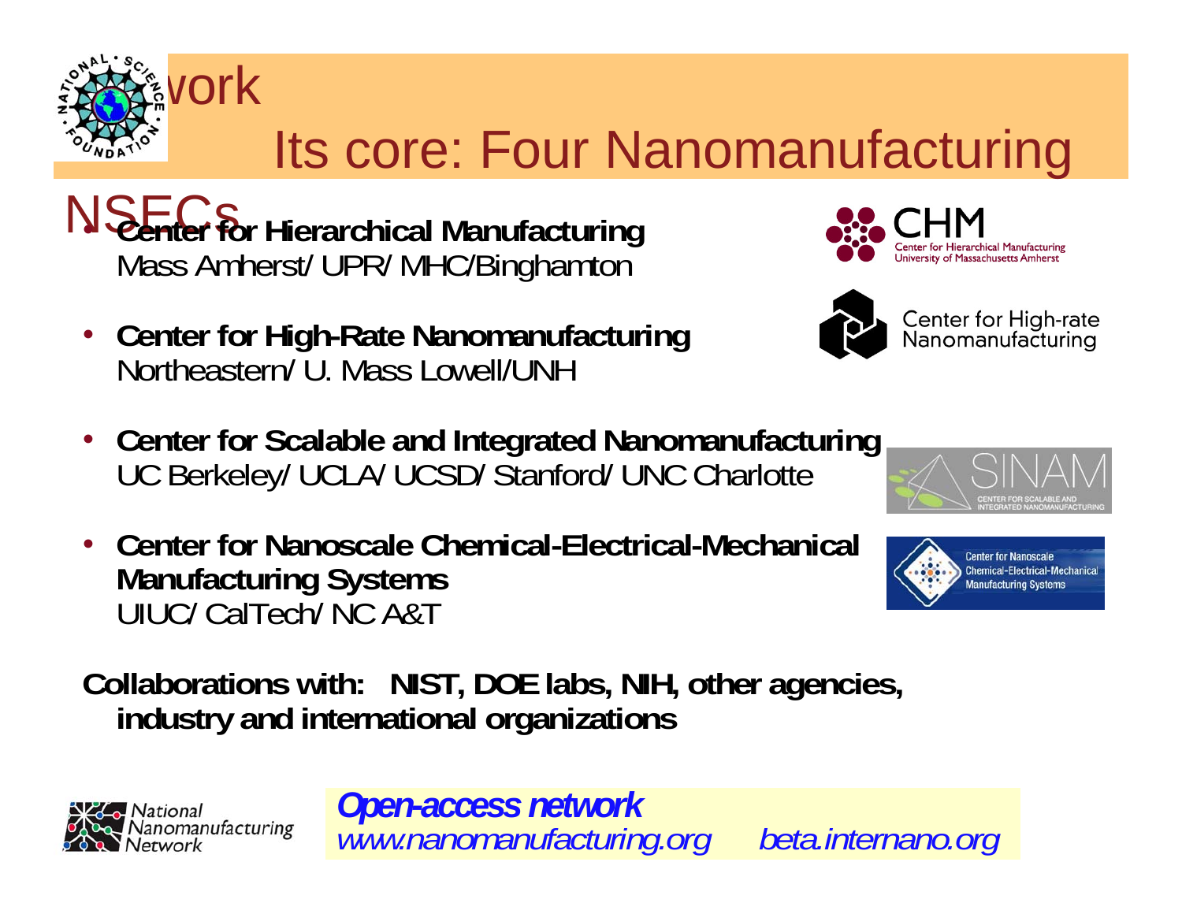# Network

## Its core: Four Nanomanufacturing NSECs

- **Center for Hierarchical Manufacturing**
  Mass Amherst/ UPR/ MHC/Binghamton

CHM
Center for Hierarchical Manufacturing
University of Massachusetts Amherst

- **Center for High-Rate Nanomanufacturing**
  Northeastern/ U. Mass Lowell/UNH

Center for High-rate Nanomanufacturing

- **Center for Scalable and Integrated Nanomanufacturing**
  UC Berkeley/ UCLA/ UCSD/ Stanford/ UNC Charlotte

SINAM
CENTER FOR SCALABLE AND INTEGRATED NANOMANUFACTURING

- **Center for Nanoscale Chemical-Electrical-Mechanical Manufacturing Systems**
  UIUC/ CalTech/ NC A&T

Center for Nanoscale Chemical-Electrical-Mechanical Manufacturing Systems

**Collaborations with: NIST, DOE labs, NIH, other agencies, industry and international organizations**

National Nanomanufacturing Network

***Open-access network***
*www.nanomanufacturing.org* *beta.internano.org*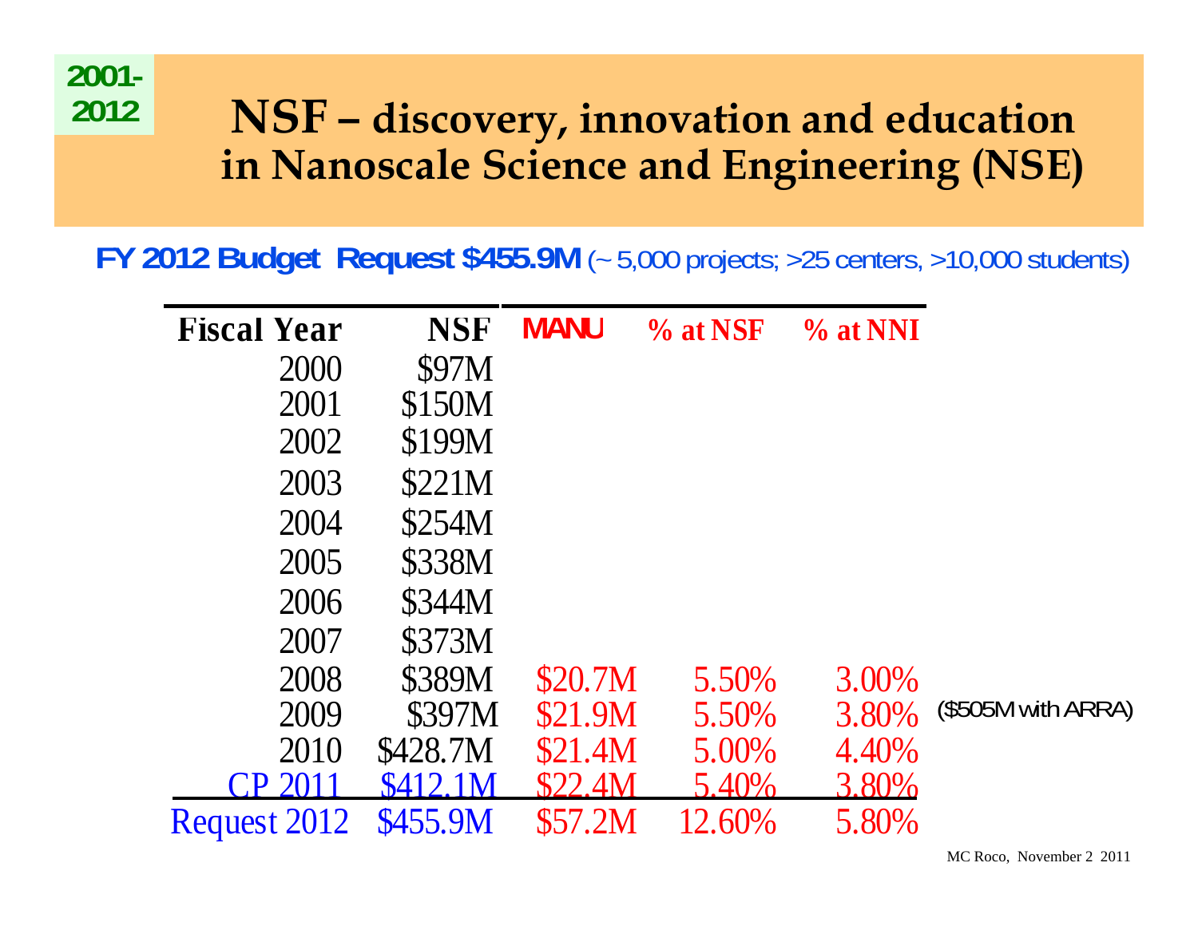2001-2012

# NSF – discovery, innovation and education in Nanoscale Science and Engineering (NSE)

**FY 2012 Budget Request $455.9M** (~ 5,000 projects; >25 centers, >10,000 students)

| Fiscal Year | NSF | MANU | % at NSF | % at NNI | |
|---|---|---|---|---|---|
| 2000 | $97M | | | | |
| 2001 | $150M | | | | |
| 2002 | $199M | | | | |
| 2003 | $221M | | | | |
| 2004 | $254M | | | | |
| 2005 | $338M | | | | |
| 2006 | $344M | | | | |
| 2007 | $373M | | | | |
| 2008 | $389M | $20.7M | 5.50% | 3.00% | |
| 2009 | $397M | $21.9M | 5.50% | 3.80% | ($505M with ARRA) |
| 2010 | $428.7M | $21.4M | 5.00% | 4.40% | |
| CP 2011 | $412.1M | $22.4M | 5.40% | 3.80% | |
| Request 2012 | $455.9M | $57.2M | 12.60% | 5.80% | |

MC Roco, November 2 2011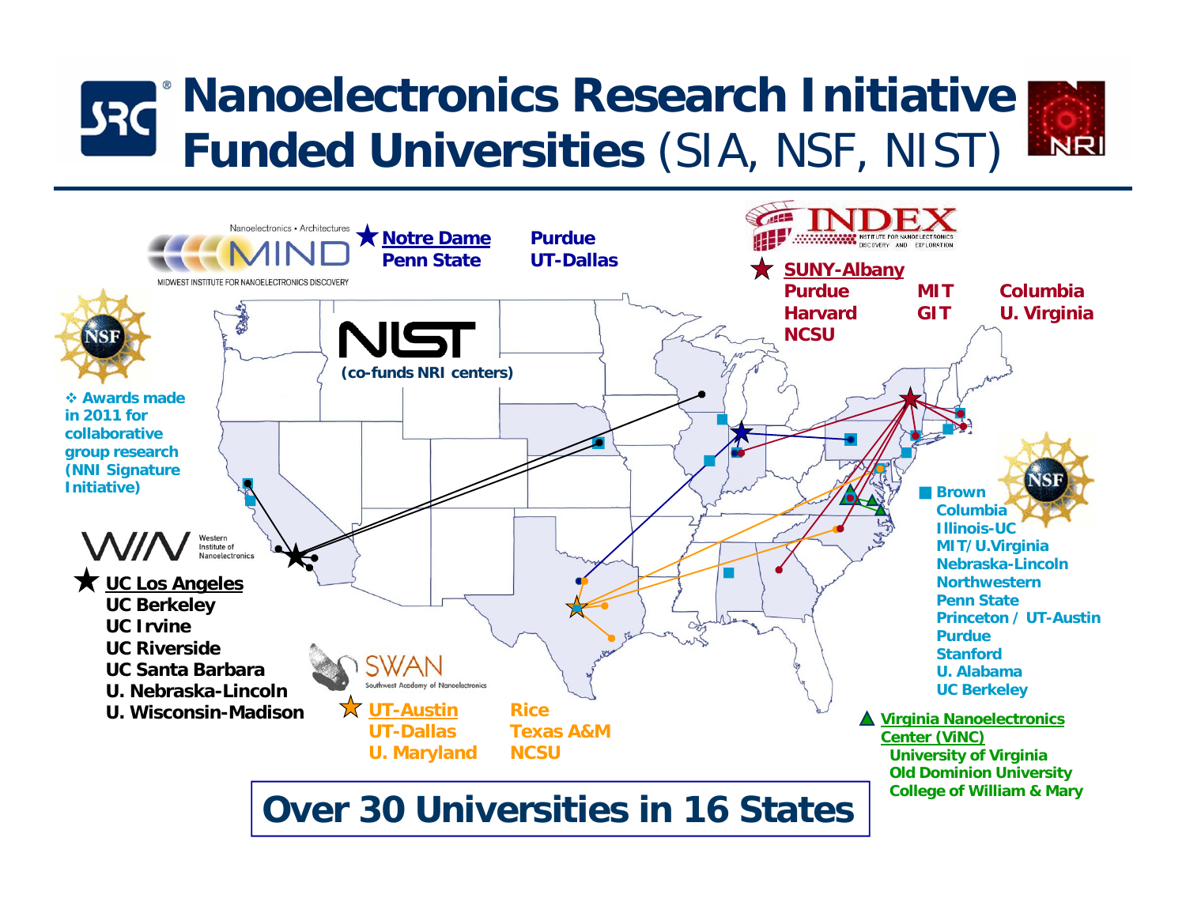# Nanoelectronics Research Initiative Funded Universities (SIA, NSF, NIST)

**MIND** – Nanoelectronics • Architectures – MIDWEST INSTITUTE FOR NANOELECTRONICS DISCOVERY

- ★ Notre Dame
- Penn State
- Purdue
- UT-Dallas

**INDEX** – INSTITUTE FOR NANOELECTRONICS DISCOVERY AND EXPLORATION

- ★ SUNY-Albany
- Purdue
- Harvard
- NCSU
- MIT
- GIT
- Columbia
- U. Virginia

**NIST** (co-funds NRI centers)

**NSF**

❖ Awards made in 2011 for collaborative group research (NNI Signature Initiative)

- Brown
- Columbia
- Illinois-UC
- MIT/U.Virginia
- Nebraska-Lincoln
- Northwestern
- Penn State
- Princeton / UT-Austin
- Purdue
- Stanford
- U. Alabama
- UC Berkeley

**WIN** – Western Institute of Nanoelectronics

- ★ UC Los Angeles
- UC Berkeley
- UC Irvine
- UC Riverside
- UC Santa Barbara
- U. Nebraska-Lincoln
- U. Wisconsin-Madison

**SWAN** – Southwest Academy of Nanoelectronics

- ★ UT-Austin
- UT-Dallas
- U. Maryland
- Rice
- Texas A&M
- NCSU

▲ **Virginia Nanoelectronics Center (ViNC)**

- University of Virginia
- Old Dominion University
- College of William & Mary

**Over 30 Universities in 16 States**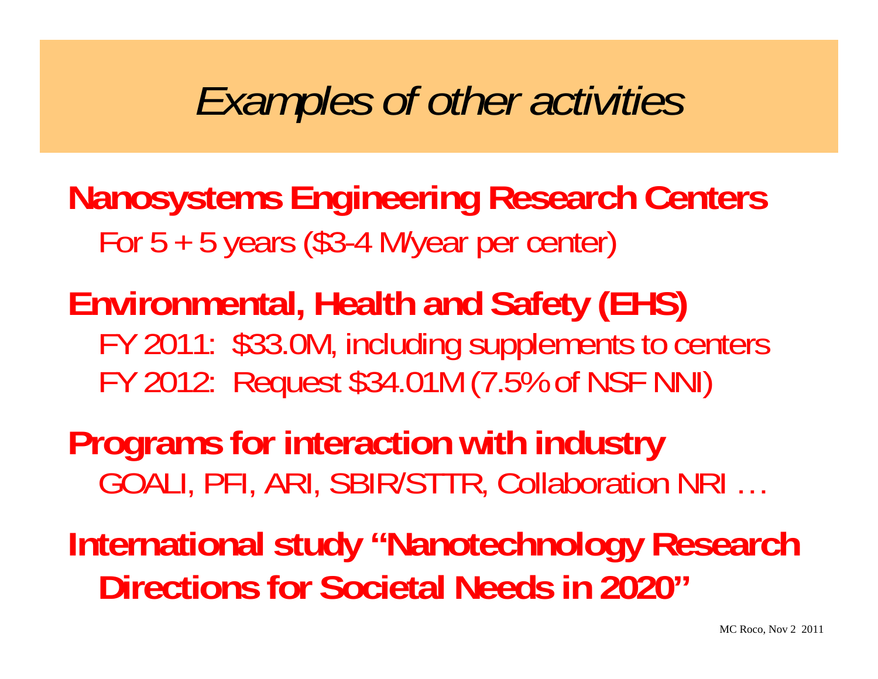# *Examples of other activities*

**Nanosystems Engineering Research Centers**

For 5 + 5 years ($3-4 M/year per center)

**Environmental, Health and Safety (EHS)**

FY 2011: $33.0M, including supplements to centers

FY 2012: Request $34.01M (7.5% of NSF NNI)

**Programs for interaction with industry**

GOALI, PFI, ARI, SBIR/STTR, Collaboration NRI …

**International study "Nanotechnology Research Directions for Societal Needs in 2020"**

MC Roco, Nov 2 2011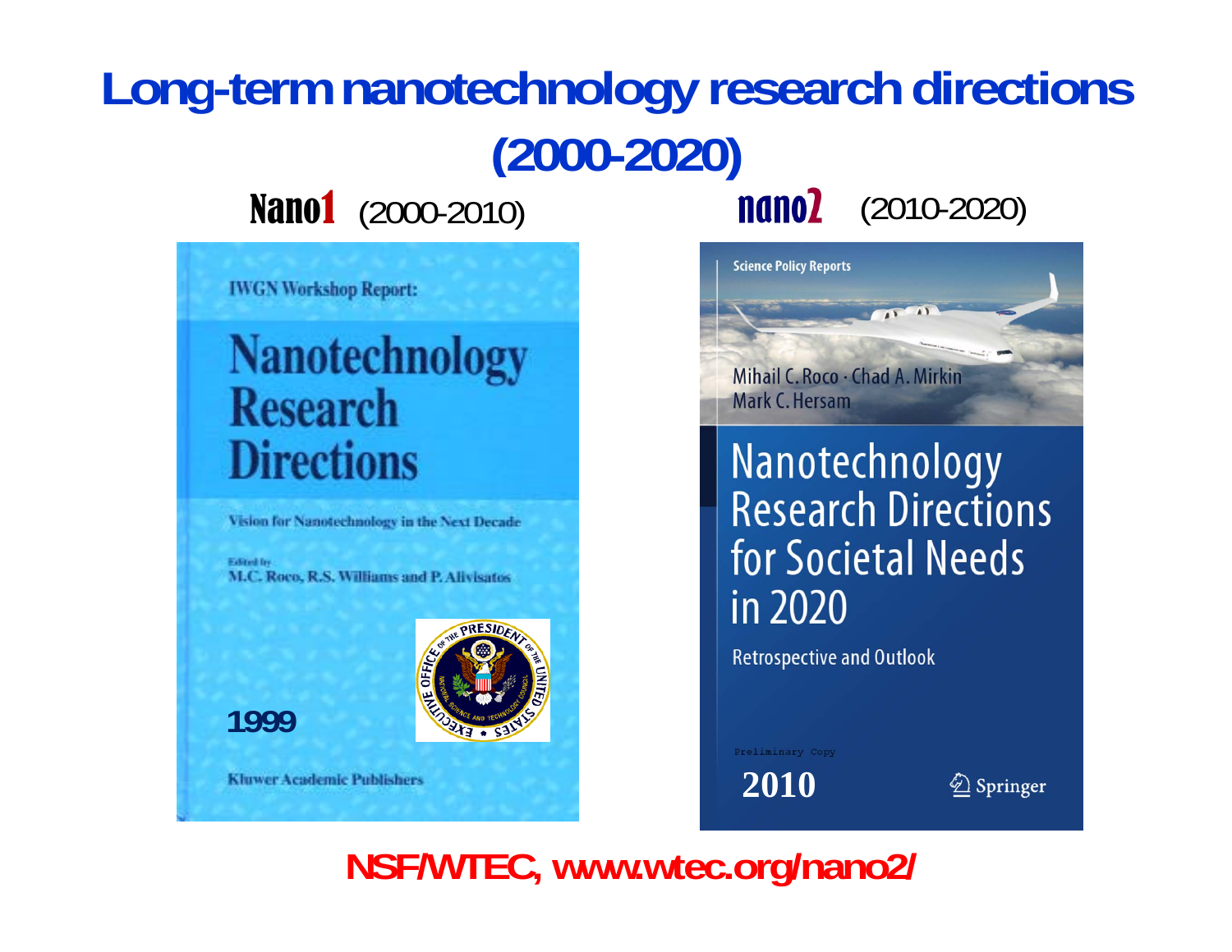# Long-term nanotechnology research directions (2000-2020)

**Nano1** (2000-2010)

IWGN Workshop Report:

**Nanotechnology Research Directions**

Vision for Nanotechnology in the Next Decade

Edited by
M.C. Roco, R.S. Williams and P. Alivisatos

1999

Kluwer Academic Publishers

**nano2** (2010-2020)

Science Policy Reports

Mihail C. Roco · Chad A. Mirkin
Mark C. Hersam

**Nanotechnology Research Directions for Societal Needs in 2020**

Retrospective and Outlook

Preliminary Copy

2010

Springer

**NSF/WTEC, www.wtec.org/nano2/**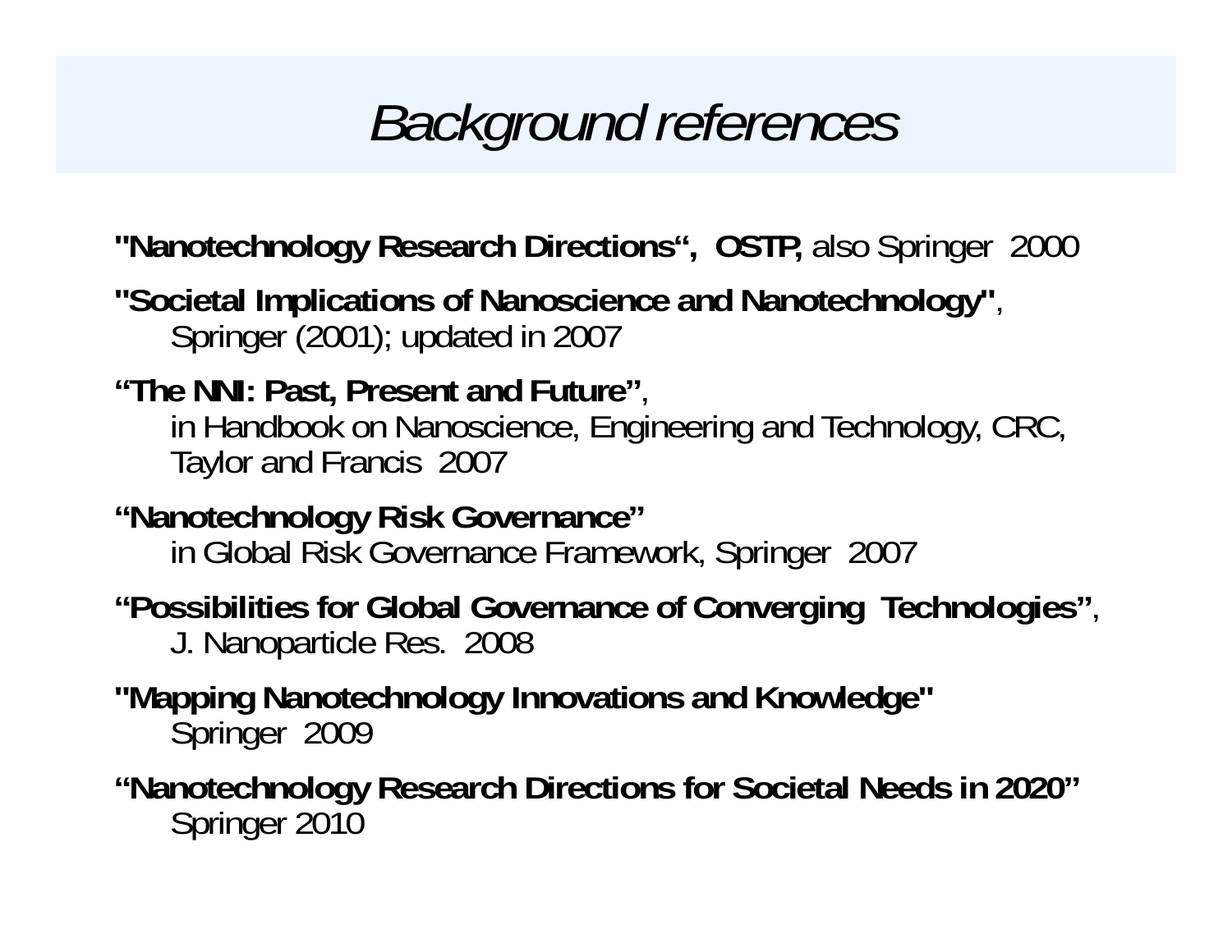# *Background references*

**"Nanotechnology Research Directions", OSTP,** also Springer 2000

**"Societal Implications of Nanoscience and Nanotechnology"**, Springer (2001); updated in 2007

**"The NNI: Past, Present and Future"**, in Handbook on Nanoscience, Engineering and Technology, CRC, Taylor and Francis 2007

**"Nanotechnology Risk Governance"** in Global Risk Governance Framework, Springer 2007

**"Possibilities for Global Governance of Converging Technologies"**, J. Nanoparticle Res. 2008

**"Mapping Nanotechnology Innovations and Knowledge"** Springer 2009

**"Nanotechnology Research Directions for Societal Needs in 2020"** Springer 2010